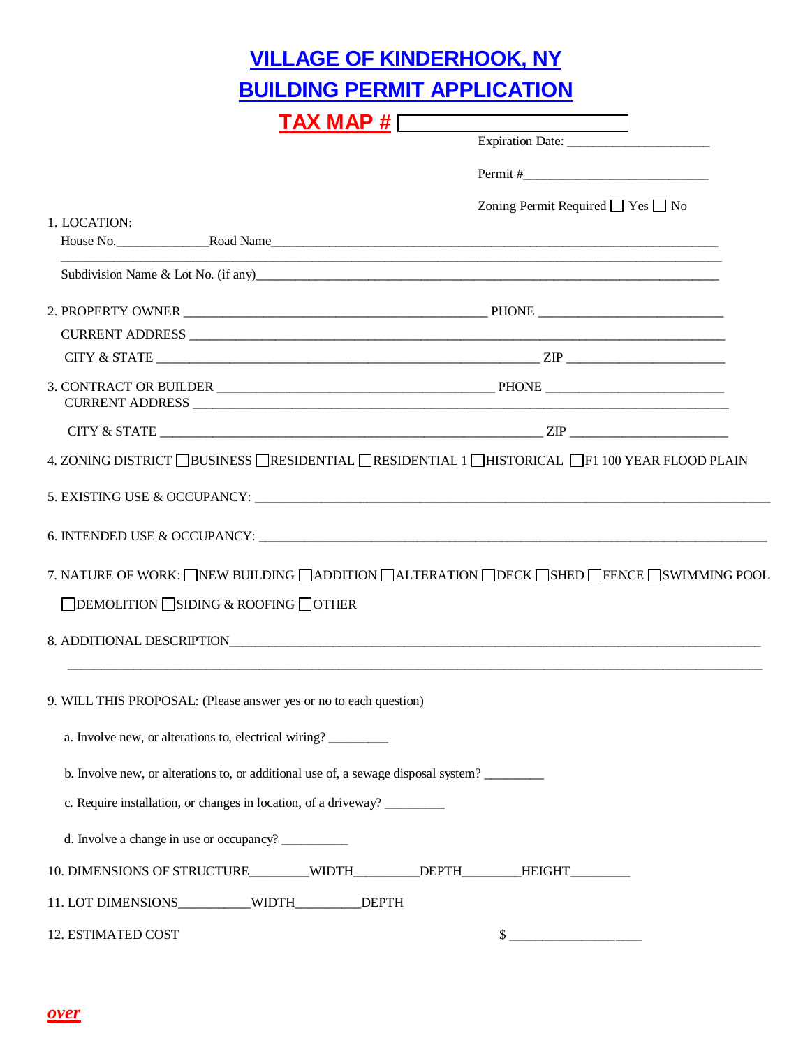# VILLAGE OF KINDERHOOK, NY

# BUILDING PERMIT APPLICATION

**TAX MAP #** ______________________

Expiration Date: ____________________

Permit #____________________________

Zoning Permit Required ☐ Yes ☐ No

1. LOCATION:
   House No.______________Road Name______________________________________________________________________
   ____________________________________________________________________________________________________
   Subdivision Name & Lot No. (if any)_____________________________________________________________________

2. PROPERTY OWNER ____________________________________________ PHONE ___________________________
   CURRENT ADDRESS ______________________________________________________________________________
   CITY & STATE ________________________________________________________ ZIP _______________________

3. CONTRACT OR BUILDER ________________________________________ PHONE ___________________________
   CURRENT ADDRESS ______________________________________________________________________________
   CITY & STATE ________________________________________________________ ZIP _______________________

4. ZONING DISTRICT ☐BUSINESS ☐RESIDENTIAL ☐RESIDENTIAL 1 ☐HISTORICAL ☐F1 100 YEAR FLOOD PLAIN

5. EXISTING USE & OCCUPANCY: ________________________________________________________________________

6. INTENDED USE & OCCUPANCY: ________________________________________________________________________

7. NATURE OF WORK: ☐NEW BUILDING ☐ADDITION ☐ALTERATION ☐DECK ☐SHED ☐FENCE ☐SWIMMING POOL

   ☐DEMOLITION ☐SIDING & ROOFING ☐OTHER

8. ADDITIONAL DESCRIPTION___________________________________________________________________________
   ____________________________________________________________________________________________________

9. WILL THIS PROPOSAL: (Please answer yes or no to each question)

   a. Involve new, or alterations to, electrical wiring? _________

   b. Involve new, or alterations to, or additional use of, a sewage disposal system? _________

   c. Require installation, or changes in location, of a driveway? _________

   d. Involve a change in use or occupancy? __________

10. DIMENSIONS OF STRUCTURE_________WIDTH_________DEPTH_________HEIGHT_________

11. LOT DIMENSIONS___________WIDTH__________DEPTH

12. ESTIMATED COST $ ____________________

***over***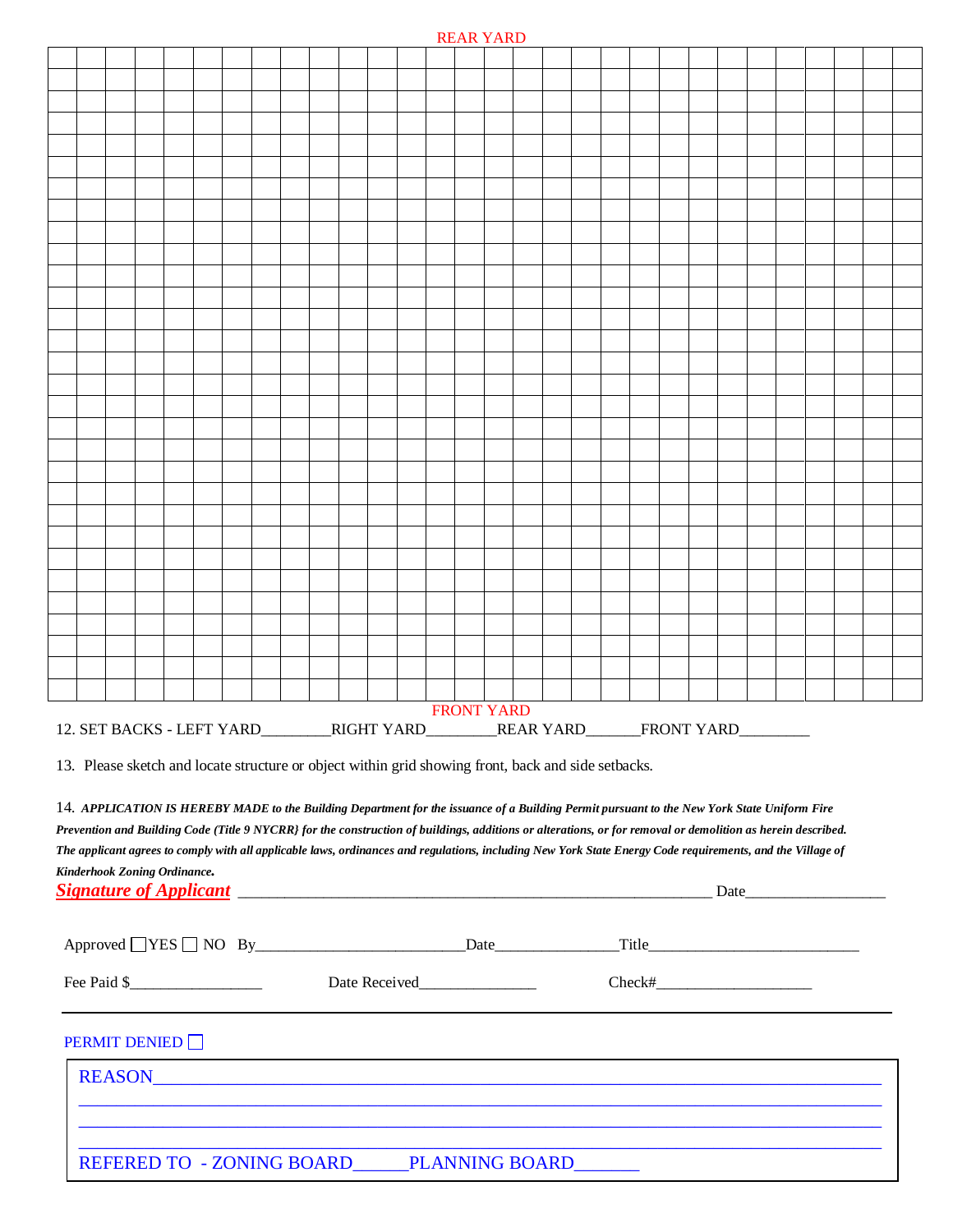REAR YARD

FRONT YARD

12. SET BACKS - LEFT YARD________RIGHT YARD________REAR YARD______FRONT YARD________

13. Please sketch and locate structure or object within grid showing front, back and side setbacks.

14. ***APPLICATION IS HEREBY MADE to the Building Department for the issuance of a Building Permit pursuant to the New York State Uniform Fire Prevention and Building Code (Title 9 NYCRR} for the construction of buildings, additions or alterations, or for removal or demolition as herein described. The applicant agrees to comply with all applicable laws, ordinances and regulations, including New York State Energy Code requirements, and the Village of Kinderhook Zoning Ordinance.***

***Signature of Applicant*** _____________________________________________________________ Date_________________

Approved ☐ YES ☐ NO By_________________________Date_______________Title__________________________

Fee Paid $________________ Date Received______________ Check#____________________

PERMIT DENIED ☐

REASON___________________________________________________________________________

_________________________________________________________________________________

_________________________________________________________________________________

_________________________________________________________________________________

REFERED TO - ZONING BOARD______PLANNING BOARD_______